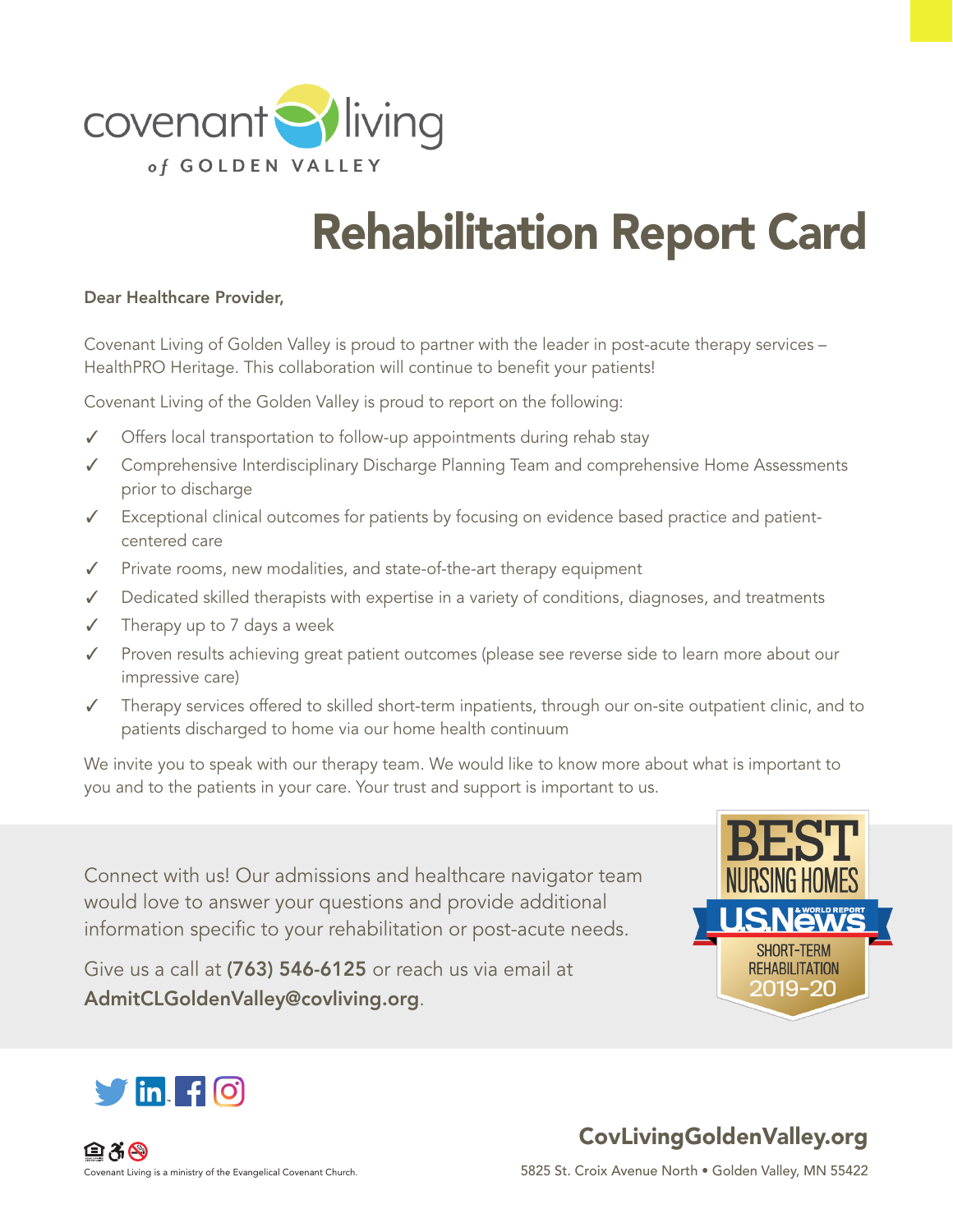covenant living

of GOLDEN VALLEY

# Rehabilitation Report Card

**Dear Healthcare Provider,**

Covenant Living of Golden Valley is proud to partner with the leader in post-acute therapy services – HealthPRO Heritage. This collaboration will continue to benefit your patients!

Covenant Living of the Golden Valley is proud to report on the following:

- ✓ Offers local transportation to follow-up appointments during rehab stay
- ✓ Comprehensive Interdisciplinary Discharge Planning Team and comprehensive Home Assessments prior to discharge
- ✓ Exceptional clinical outcomes for patients by focusing on evidence based practice and patient-centered care
- ✓ Private rooms, new modalities, and state-of-the-art therapy equipment
- ✓ Dedicated skilled therapists with expertise in a variety of conditions, diagnoses, and treatments
- ✓ Therapy up to 7 days a week
- ✓ Proven results achieving great patient outcomes (please see reverse side to learn more about our impressive care)
- ✓ Therapy services offered to skilled short-term inpatients, through our on-site outpatient clinic, and to patients discharged to home via our home health continuum

We invite you to speak with our therapy team. We would like to know more about what is important to you and to the patients in your care. Your trust and support is important to us.

Connect with us! Our admissions and healthcare navigator team would love to answer your questions and provide additional information specific to your rehabilitation or post-acute needs.

Give us a call at **(763) 546-6125** or reach us via email at **AdmitCLGoldenValley@covliving.org**.

BEST NURSING HOMES
U.S. News & WORLD REPORT
SHORT-TERM REHABILITATION
2019-20

Covenant Living is a ministry of the Evangelical Covenant Church.

**CovLivingGoldenValley.org**

5825 St. Croix Avenue North • Golden Valley, MN 55422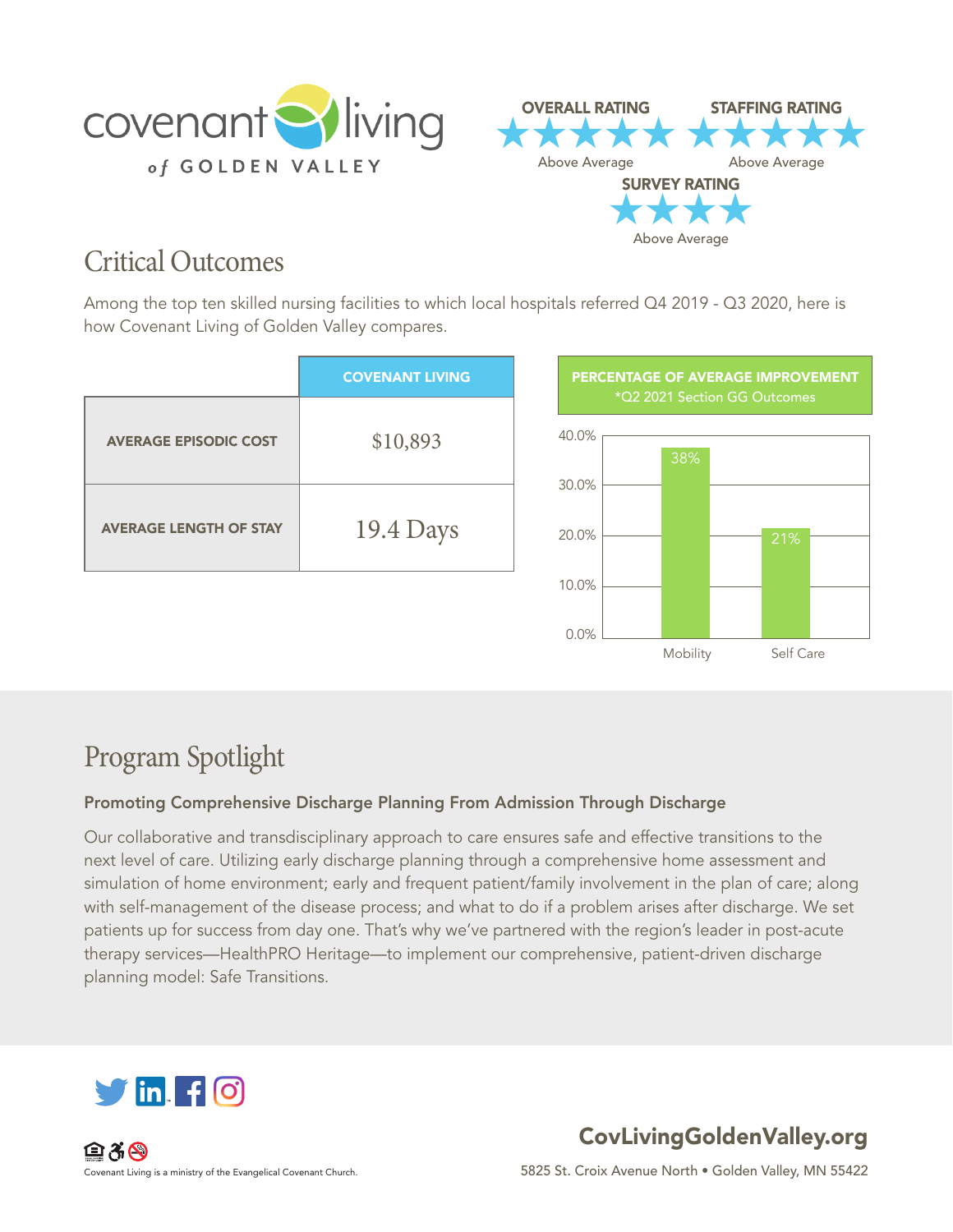covenant living
of GOLDEN VALLEY

**OVERALL RATING**
★★★★★
Above Average

**STAFFING RATING**
★★★★★
Above Average

**SURVEY RATING**
★★★★
Above Average

## Critical Outcomes

Among the top ten skilled nursing facilities to which local hospitals referred Q4 2019 - Q3 2020, here is how Covenant Living of Golden Valley compares.

| | COVENANT LIVING |
|---|---|
| AVERAGE EPISODIC COST | $10,893 |
| AVERAGE LENGTH OF STAY | 19.4 Days |

**PERCENTAGE OF AVERAGE IMPROVEMENT**
*Q2 2021 Section GG Outcomes

40.0%
30.0%
20.0%
10.0%
0.0%

38%
21%

Mobility
Self Care

## Program Spotlight

### Promoting Comprehensive Discharge Planning From Admission Through Discharge

Our collaborative and transdisciplinary approach to care ensures safe and effective transitions to the next level of care. Utilizing early discharge planning through a comprehensive home assessment and simulation of home environment; early and frequent patient/family involvement in the plan of care; along with self-management of the disease process; and what to do if a problem arises after discharge. We set patients up for success from day one. That's why we've partnered with the region's leader in post-acute therapy services—HealthPRO Heritage—to implement our comprehensive, patient-driven discharge planning model: Safe Transitions.

Covenant Living is a ministry of the Evangelical Covenant Church.

**CovLivingGoldenValley.org**

5825 St. Croix Avenue North • Golden Valley, MN 55422